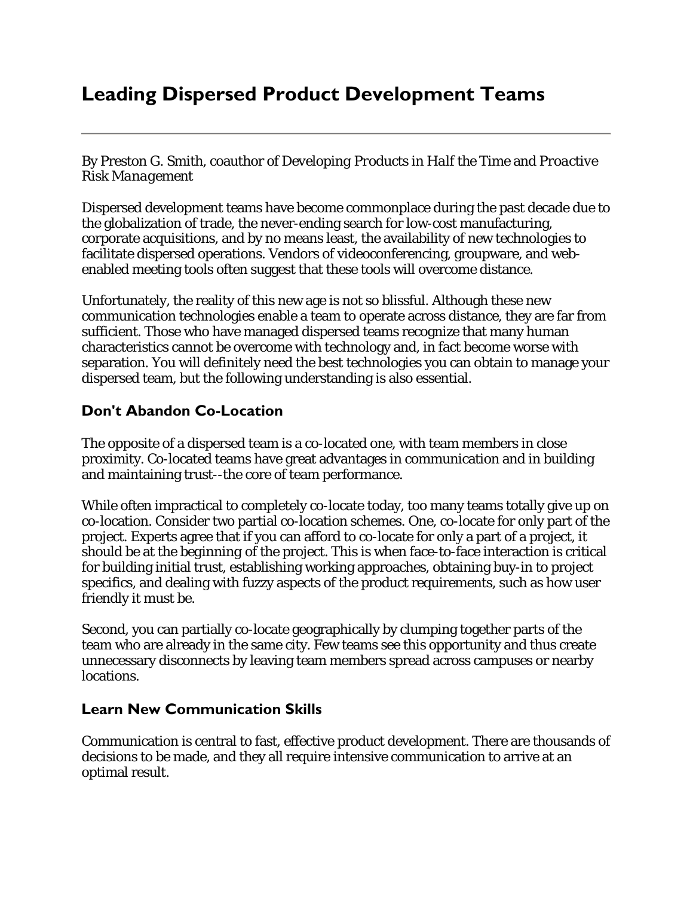# Leading Dispersed Product Development Teams

---

By Preston G. Smith, coauthor of *Developing Products in Half the Time* and *Proactive Risk Management*

Dispersed development teams have become commonplace during the past decade due to the globalization of trade, the never-ending search for low-cost manufacturing, corporate acquisitions, and by no means least, the availability of new technologies to facilitate dispersed operations. Vendors of videoconferencing, groupware, and web-enabled meeting tools often suggest that these tools will overcome distance.

Unfortunately, the reality of this new age is not so blissful. Although these new communication technologies enable a team to operate across distance, they are far from sufficient. Those who have managed dispersed teams recognize that many human characteristics cannot be overcome with technology and, in fact become worse with separation. You will definitely need the best technologies you can obtain to manage your dispersed team, but the following understanding is also essential.

## Don't Abandon Co-Location

The opposite of a dispersed team is a co-located one, with team members in close proximity. Co-located teams have great advantages in communication and in building and maintaining trust--the core of team performance.

While often impractical to completely co-locate today, too many teams totally give up on co-location. Consider two partial co-location schemes. One, co-locate for only part of the project. Experts agree that if you can afford to co-locate for only a part of a project, it should be at the beginning of the project. This is when face-to-face interaction is critical for building initial trust, establishing working approaches, obtaining buy-in to project specifics, and dealing with fuzzy aspects of the product requirements, such as how user friendly it must be.

Second, you can partially co-locate geographically by clumping together parts of the team who are already in the same city. Few teams see this opportunity and thus create unnecessary disconnects by leaving team members spread across campuses or nearby locations.

## Learn New Communication Skills

Communication is central to fast, effective product development. There are thousands of decisions to be made, and they all require intensive communication to arrive at an optimal result.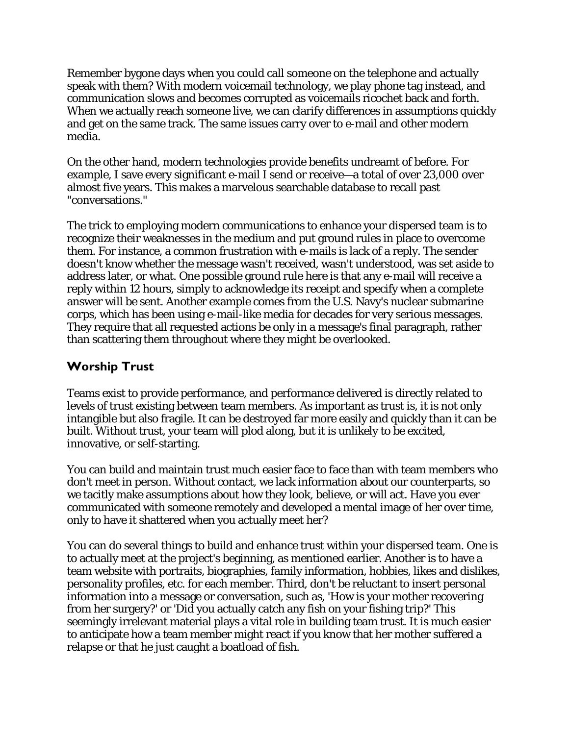Remember bygone days when you could call someone on the telephone and actually speak with them? With modern voicemail technology, we play phone tag instead, and communication slows and becomes corrupted as voicemails ricochet back and forth. When we actually reach someone live, we can clarify differences in assumptions quickly and get on the same track. The same issues carry over to e-mail and other modern media.

On the other hand, modern technologies provide benefits undreamt of before. For example, I save every significant e-mail I send or receive—a total of over 23,000 over almost five years. This makes a marvelous searchable database to recall past "conversations."

The trick to employing modern communications to enhance your dispersed team is to recognize their weaknesses in the medium and put ground rules in place to overcome them. For instance, a common frustration with e-mails is lack of a reply. The sender doesn't know whether the message wasn't received, wasn't understood, was set aside to address later, or what. One possible ground rule here is that any e-mail will receive a reply within 12 hours, simply to acknowledge its receipt and specify when a complete answer will be sent. Another example comes from the U.S. Navy's nuclear submarine corps, which has been using e-mail-like media for decades for very serious messages. They require that all requested actions be only in a message's final paragraph, rather than scattering them throughout where they might be overlooked.

## Worship Trust

Teams exist to provide performance, and performance delivered is directly related to levels of trust existing between team members. As important as trust is, it is not only intangible but also fragile. It can be destroyed far more easily and quickly than it can be built. Without trust, your team will plod along, but it is unlikely to be excited, innovative, or self-starting.

You can build and maintain trust much easier face to face than with team members who don't meet in person. Without contact, we lack information about our counterparts, so we tacitly make assumptions about how they look, believe, or will act. Have you ever communicated with someone remotely and developed a mental image of her over time, only to have it shattered when you actually meet her?

You can do several things to build and enhance trust within your dispersed team. One is to actually meet at the project's beginning, as mentioned earlier. Another is to have a team website with portraits, biographies, family information, hobbies, likes and dislikes, personality profiles, etc. for each member. Third, don't be reluctant to insert personal information into a message or conversation, such as, 'How is your mother recovering from her surgery?' or 'Did you actually catch any fish on your fishing trip?' This seemingly irrelevant material plays a vital role in building team trust. It is much easier to anticipate how a team member might react if you know that her mother suffered a relapse or that he just caught a boatload of fish.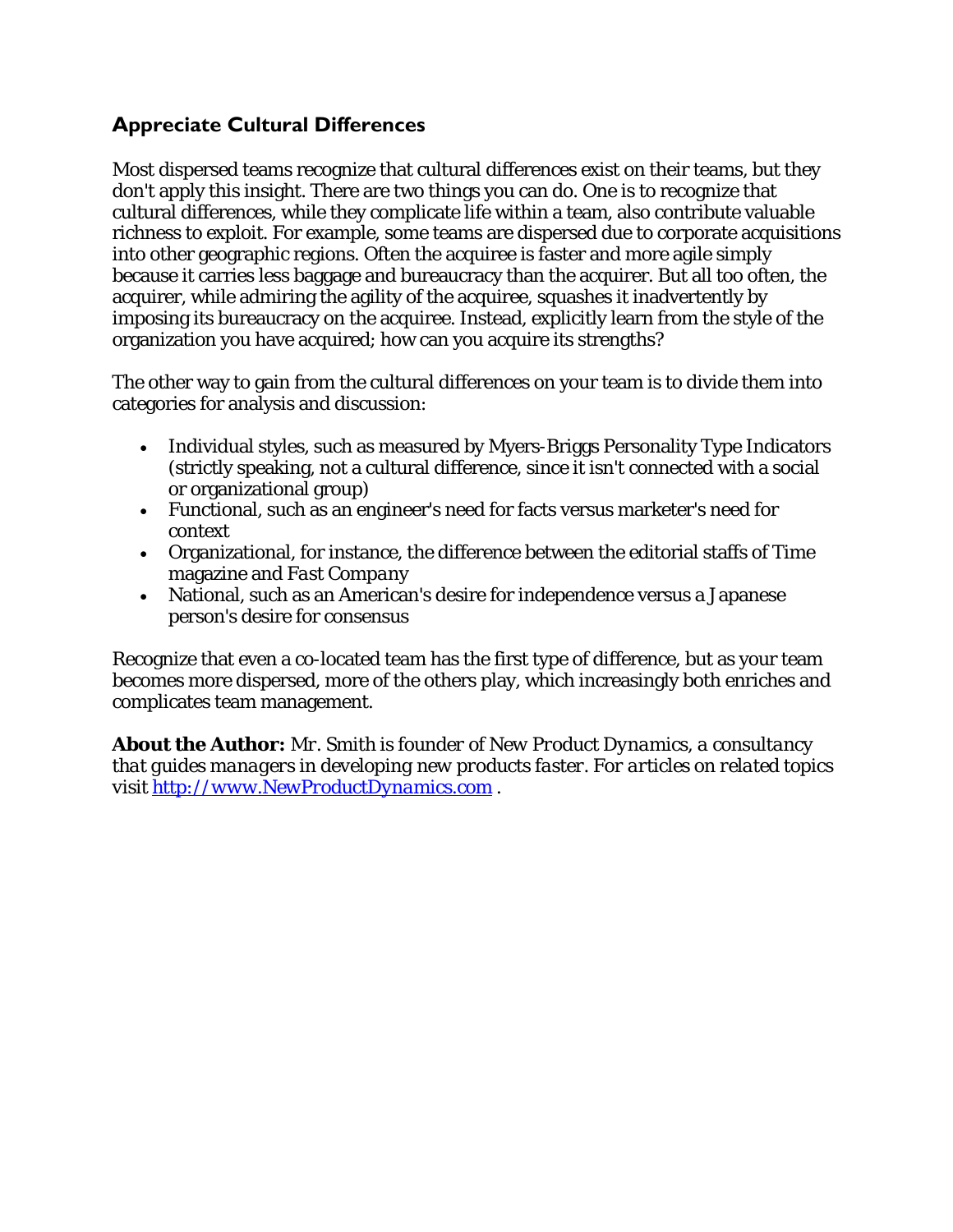## Appreciate Cultural Differences

Most dispersed teams recognize that cultural differences exist on their teams, but they don't apply this insight. There are two things you can do. One is to recognize that cultural differences, while they complicate life within a team, also contribute valuable richness to exploit. For example, some teams are dispersed due to corporate acquisitions into other geographic regions. Often the acquiree is faster and more agile simply because it carries less baggage and bureaucracy than the acquirer. But all too often, the acquirer, while admiring the agility of the acquiree, squashes it inadvertently by imposing its bureaucracy on the acquiree. Instead, explicitly learn from the style of the organization you have acquired; how can you acquire its strengths?

The other way to gain from the cultural differences on your team is to divide them into categories for analysis and discussion:

- Individual styles, such as measured by Myers-Briggs Personality Type Indicators (strictly speaking, not a cultural difference, since it isn't connected with a social or organizational group)
- Functional, such as an engineer's need for facts versus marketer's need for context
- Organizational, for instance, the difference between the editorial staffs of Time magazine and *Fast Company*
- National, such as an American's desire for independence versus a Japanese person's desire for consensus

Recognize that even a co-located team has the first type of difference, but as your team becomes more dispersed, more of the others play, which increasingly both enriches and complicates team management.

**About the Author:** *Mr. Smith is founder of New Product Dynamics, a consultancy that guides managers in developing new products faster. For articles on related topics* visit [http://www.NewProductDynamics.com](http://www.NewProductDynamics.com) .